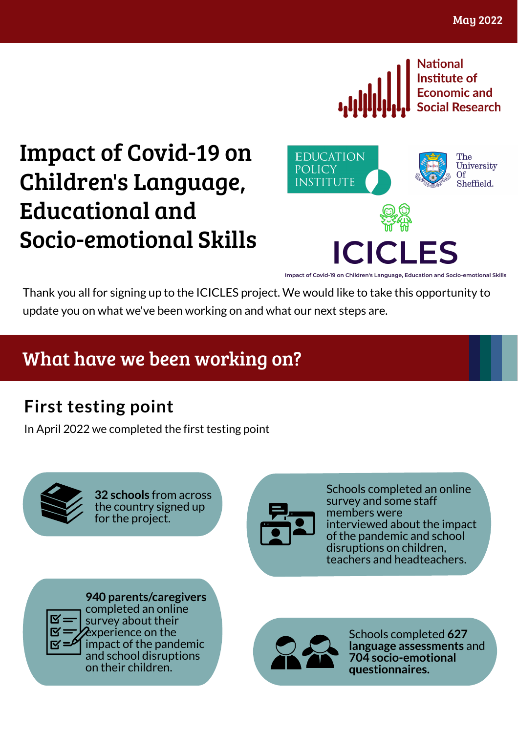May 2022

National Institute of Economic and Social Research

EDUCATION POLICY INSTITUTE

The University Of Sheffield.

# Impact of Covid-19 on Children's Language, Educational and Socio-emotional Skills

ICICLES

Impact of Covid-19 on Children's Language, Education and Socio-emotional Skills

Thank you all for signing up to the ICICLES project. We would like to take this opportunity to update you on what we've been working on and what our next steps are.

## What have we been working on?

### First testing point

In April 2022 we completed the first testing point

**32 schools** from across the country signed up for the project.

Schools completed an online survey and some staff members were interviewed about the impact of the pandemic and school disruptions on children, teachers and headteachers.

**940 parents/caregivers** completed an online survey about their experience on the impact of the pandemic and school disruptions on their children.

Schools completed **627 language assessments** and **704 socio-emotional questionnaires.**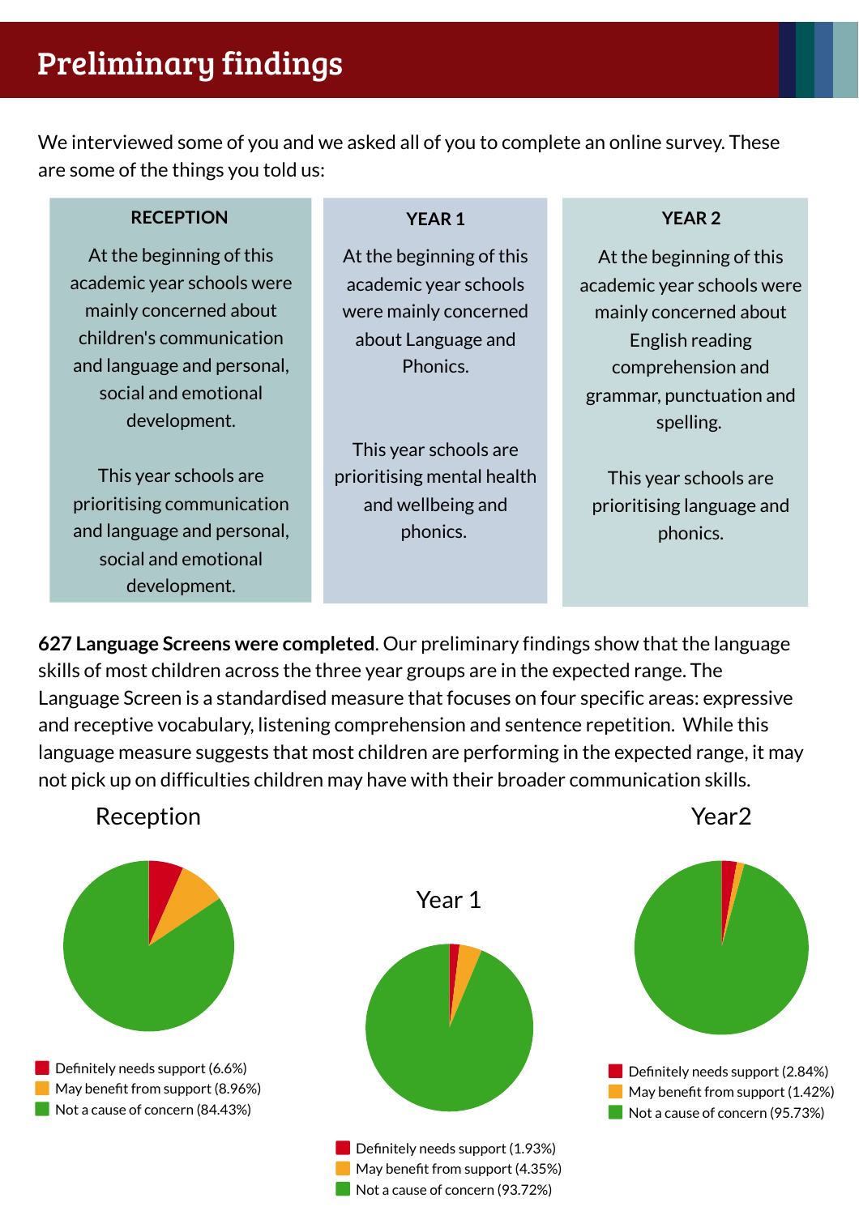# Preliminary findings

We interviewed some of you and we asked all of you to complete an online survey. These are some of the things you told us:

### RECEPTION

At the beginning of this academic year schools were mainly concerned about children's communication and language and personal, social and emotional development.

This year schools are prioritising communication and language and personal, social and emotional development.

### YEAR 1

At the beginning of this academic year schools were mainly concerned about Language and Phonics.

This year schools are prioritising mental health and wellbeing and phonics.

### YEAR 2

At the beginning of this academic year schools were mainly concerned about English reading comprehension and grammar, punctuation and spelling.

This year schools are prioritising language and phonics.

**627 Language Screens were completed**. Our preliminary findings show that the language skills of most children across the three year groups are in the expected range. The Language Screen is a standardised measure that focuses on four specific areas: expressive and receptive vocabulary, listening comprehension and sentence repetition. While this language measure suggests that most children are performing in the expected range, it may not pick up on difficulties children may have with their broader communication skills.

**Reception**

- Definitely needs support (6.6%)
- May benefit from support (8.96%)
- Not a cause of concern (84.43%)

**Year 1**

- Definitely needs support (1.93%)
- May benefit from support (4.35%)
- Not a cause of concern (93.72%)

**Year2**

- Definitely needs support (2.84%)
- May benefit from support (1.42%)
- Not a cause of concern (95.73%)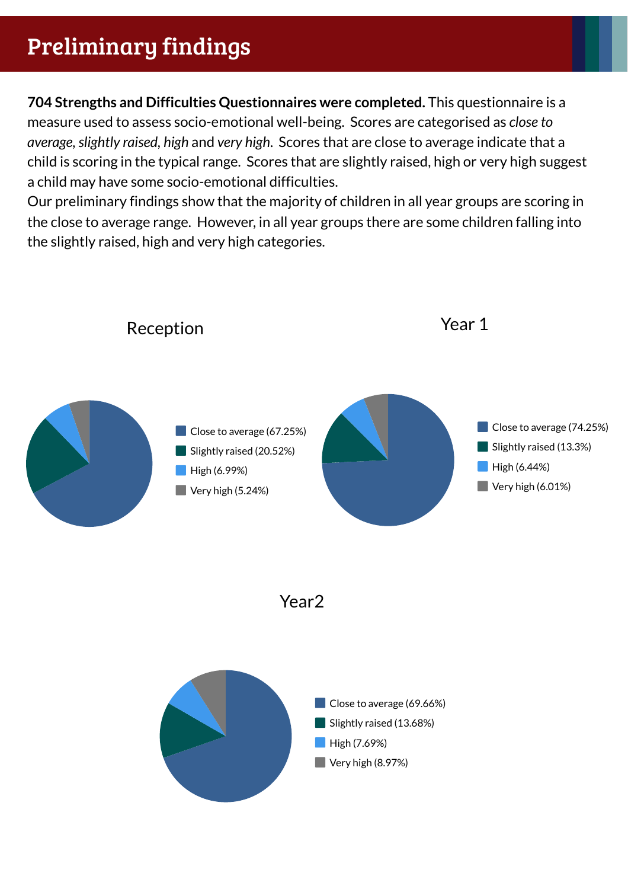# Preliminary findings

**704 Strengths and Difficulties Questionnaires were completed.** This questionnaire is a measure used to assess socio-emotional well-being. Scores are categorised as *close to average*, *slightly raised*, *high* and *very high*. Scores that are close to average indicate that a child is scoring in the typical range. Scores that are slightly raised, high or very high suggest a child may have some socio-emotional difficulties.

Our preliminary findings show that the majority of children in all year groups are scoring in the close to average range. However, in all year groups there are some children falling into the slightly raised, high and very high categories.

Reception

- Close to average (67.25%)
- Slightly raised (20.52%)
- High (6.99%)
- Very high (5.24%)

Year 1

- Close to average (74.25%)
- Slightly raised (13.3%)
- High (6.44%)
- Very high (6.01%)

Year2

- Close to average (69.66%)
- Slightly raised (13.68%)
- High (7.69%)
- Very high (8.97%)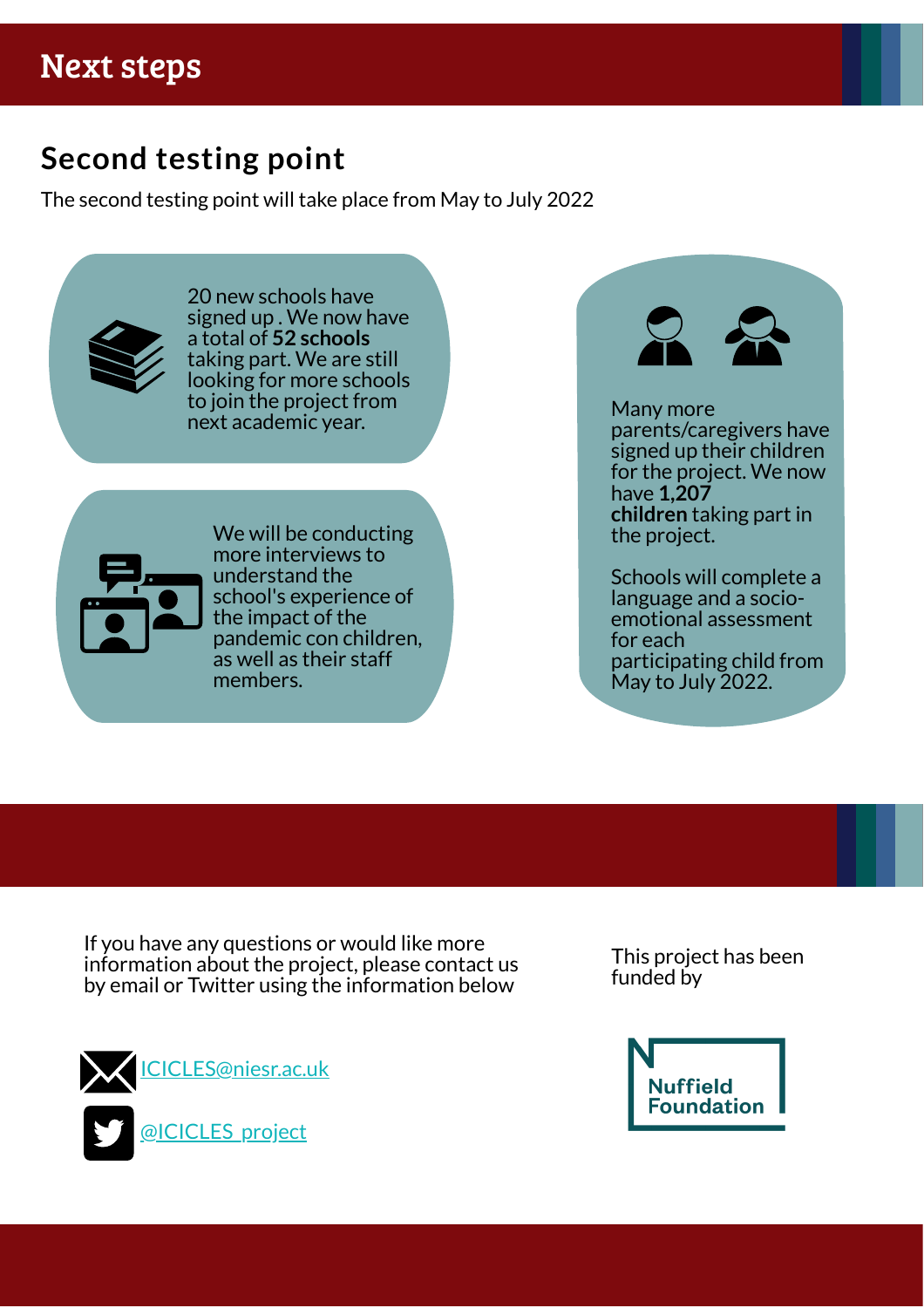# Next steps

## Second testing point

The second testing point will take place from May to July 2022

20 new schools have signed up . We now have a total of **52 schools** taking part. We are still looking for more schools to join the project from next academic year.

We will be conducting more interviews to understand the school's experience of the impact of the pandemic con children, as well as their staff members.

Many more parents/caregivers have signed up their children for the project. We now have **1,207 children** taking part in the project.

Schools will complete a language and a socio-emotional assessment for each participating child from May to July 2022.

If you have any questions or would like more information about the project, please contact us by email or Twitter using the information below

ICICLES@niesr.ac.uk

@ICICLES_project

This project has been funded by

Nuffield Foundation